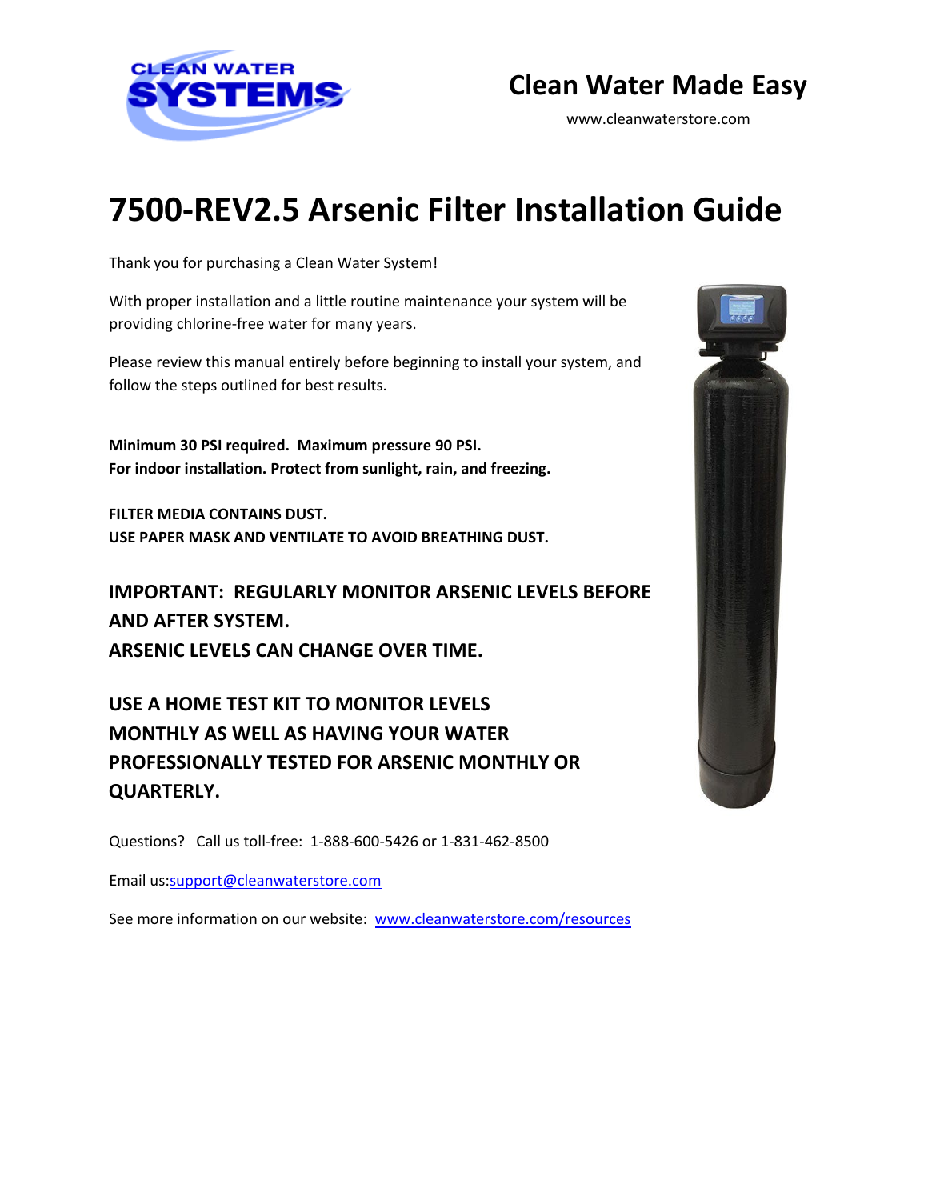CLEAN WATER SYSTEMS

**Clean Water Made Easy**

www.cleanwaterstore.com

# 7500-REV2.5 Arsenic Filter Installation Guide

Thank you for purchasing a Clean Water System!

With proper installation and a little routine maintenance your system will be providing chlorine-free water for many years.

Please review this manual entirely before beginning to install your system, and follow the steps outlined for best results.

**Minimum 30 PSI required. Maximum pressure 90 PSI.**
**For indoor installation. Protect from sunlight, rain, and freezing.**

**FILTER MEDIA CONTAINS DUST.**
**USE PAPER MASK AND VENTILATE TO AVOID BREATHING DUST.**

**IMPORTANT: REGULARLY MONITOR ARSENIC LEVELS BEFORE AND AFTER SYSTEM.**
**ARSENIC LEVELS CAN CHANGE OVER TIME.**

**USE A HOME TEST KIT TO MONITOR LEVELS MONTHLY AS WELL AS HAVING YOUR WATER PROFESSIONALLY TESTED FOR ARSENIC MONTHLY OR QUARTERLY.**

Questions? Call us toll-free: 1-888-600-5426 or 1-831-462-8500

Email us:support@cleanwaterstore.com

See more information on our website: www.cleanwaterstore.com/resources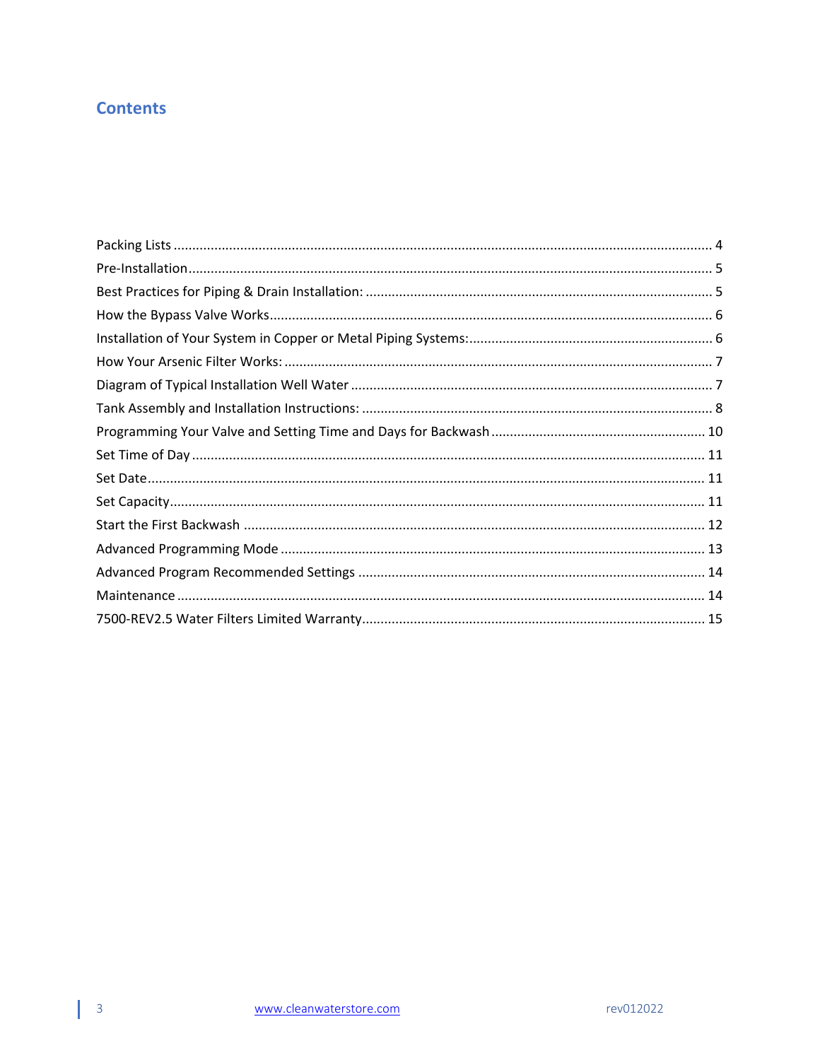## Contents

Packing Lists ........................................................................................................................................ 4
Pre-Installation ...................................................................................................................................... 5
Best Practices for Piping & Drain Installation: ...................................................................................... 5
How the Bypass Valve Works ................................................................................................................ 6
Installation of Your System in Copper or Metal Piping Systems: ........................................................... 6
How Your Arsenic Filter Works: ............................................................................................................. 7
Diagram of Typical Installation Well Water ........................................................................................... 7
Tank Assembly and Installation Instructions: ....................................................................................... 8
Programming Your Valve and Setting Time and Days for Backwash ................................................... 10
Set Time of Day ................................................................................................................................... 11
Set Date ............................................................................................................................................... 11
Set Capacity ......................................................................................................................................... 11
Start the First Backwash ..................................................................................................................... 12
Advanced Programming Mode ........................................................................................................... 13
Advanced Program Recommended Settings ....................................................................................... 14
Maintenance ....................................................................................................................................... 14
7500-REV2.5 Water Filters Limited Warranty ...................................................................................... 15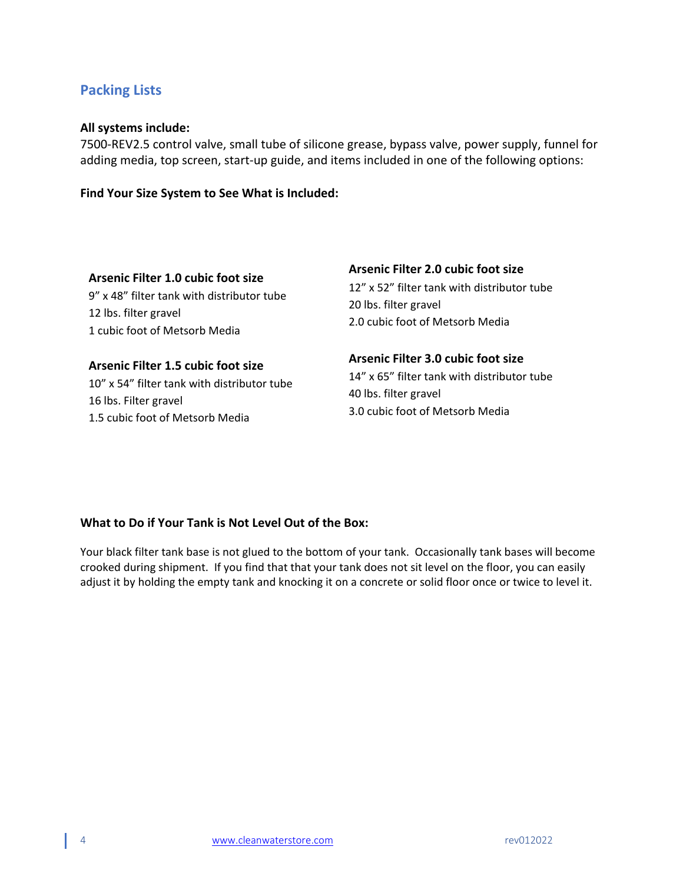## Packing Lists

**All systems include:**
7500-REV2.5 control valve, small tube of silicone grease, bypass valve, power supply, funnel for adding media, top screen, start-up guide, and items included in one of the following options:

**Find Your Size System to See What is Included:**

**Arsenic Filter 1.0 cubic foot size**
9" x 48" filter tank with distributor tube
12 lbs. filter gravel
1 cubic foot of Metsorb Media

**Arsenic Filter 1.5 cubic foot size**
10" x 54" filter tank with distributor tube
16 lbs. Filter gravel
1.5 cubic foot of Metsorb Media

**Arsenic Filter 2.0 cubic foot size**
12" x 52" filter tank with distributor tube
20 lbs. filter gravel
2.0 cubic foot of Metsorb Media

**Arsenic Filter 3.0 cubic foot size**
14" x 65" filter tank with distributor tube
40 lbs. filter gravel
3.0 cubic foot of Metsorb Media

**What to Do if Your Tank is Not Level Out of the Box:**

Your black filter tank base is not glued to the bottom of your tank. Occasionally tank bases will become crooked during shipment. If you find that that your tank does not sit level on the floor, you can easily adjust it by holding the empty tank and knocking it on a concrete or solid floor once or twice to level it.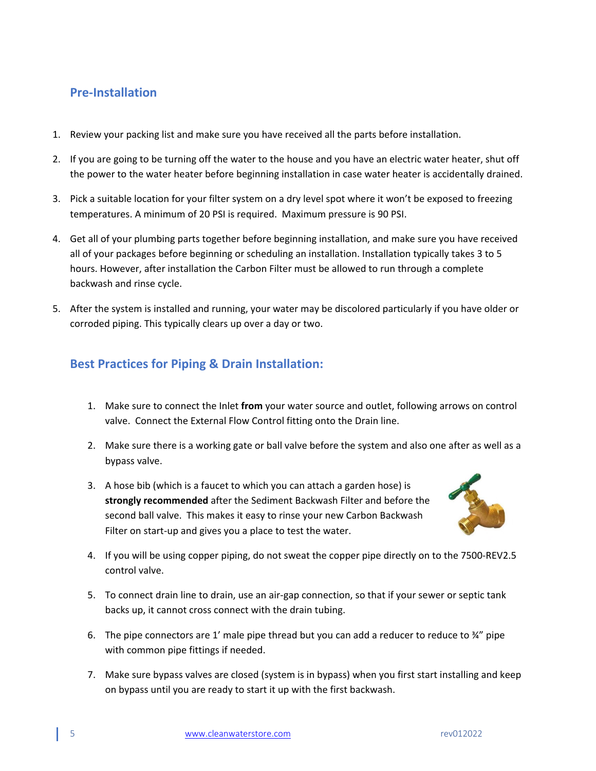## Pre-Installation

1. Review your packing list and make sure you have received all the parts before installation.
2. If you are going to be turning off the water to the house and you have an electric water heater, shut off the power to the water heater before beginning installation in case water heater is accidentally drained.
3. Pick a suitable location for your filter system on a dry level spot where it won't be exposed to freezing temperatures. A minimum of 20 PSI is required. Maximum pressure is 90 PSI.
4. Get all of your plumbing parts together before beginning installation, and make sure you have received all of your packages before beginning or scheduling an installation. Installation typically takes 3 to 5 hours. However, after installation the Carbon Filter must be allowed to run through a complete backwash and rinse cycle.
5. After the system is installed and running, your water may be discolored particularly if you have older or corroded piping. This typically clears up over a day or two.

## Best Practices for Piping & Drain Installation:

1. Make sure to connect the Inlet **from** your water source and outlet, following arrows on control valve. Connect the External Flow Control fitting onto the Drain line.
2. Make sure there is a working gate or ball valve before the system and also one after as well as a bypass valve.
3. A hose bib (which is a faucet to which you can attach a garden hose) is **strongly recommended** after the Sediment Backwash Filter and before the second ball valve. This makes it easy to rinse your new Carbon Backwash Filter on start-up and gives you a place to test the water.
4. If you will be using copper piping, do not sweat the copper pipe directly on to the 7500-REV2.5 control valve.
5. To connect drain line to drain, use an air-gap connection, so that if your sewer or septic tank backs up, it cannot cross connect with the drain tubing.
6. The pipe connectors are 1' male pipe thread but you can add a reducer to reduce to ¾" pipe with common pipe fittings if needed.
7. Make sure bypass valves are closed (system is in bypass) when you first start installing and keep on bypass until you are ready to start it up with the first backwash.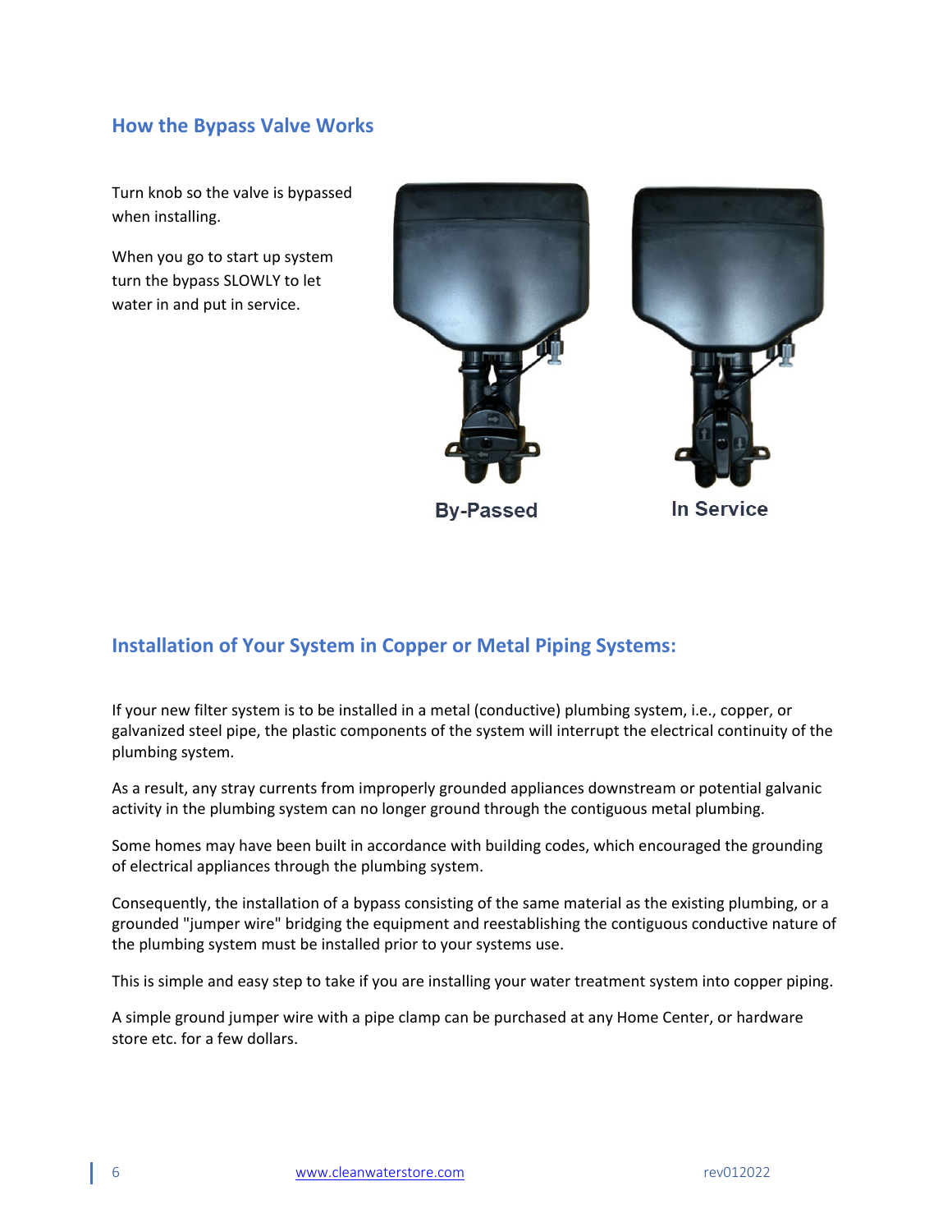## How the Bypass Valve Works

Turn knob so the valve is bypassed when installing.

When you go to start up system turn the bypass SLOWLY to let water in and put in service.

By-Passed

In Service

## Installation of Your System in Copper or Metal Piping Systems:

If your new filter system is to be installed in a metal (conductive) plumbing system, i.e., copper, or galvanized steel pipe, the plastic components of the system will interrupt the electrical continuity of the plumbing system.

As a result, any stray currents from improperly grounded appliances downstream or potential galvanic activity in the plumbing system can no longer ground through the contiguous metal plumbing.

Some homes may have been built in accordance with building codes, which encouraged the grounding of electrical appliances through the plumbing system.

Consequently, the installation of a bypass consisting of the same material as the existing plumbing, or a grounded "jumper wire" bridging the equipment and reestablishing the contiguous conductive nature of the plumbing system must be installed prior to your systems use.

This is simple and easy step to take if you are installing your water treatment system into copper piping.

A simple ground jumper wire with a pipe clamp can be purchased at any Home Center, or hardware store etc. for a few dollars.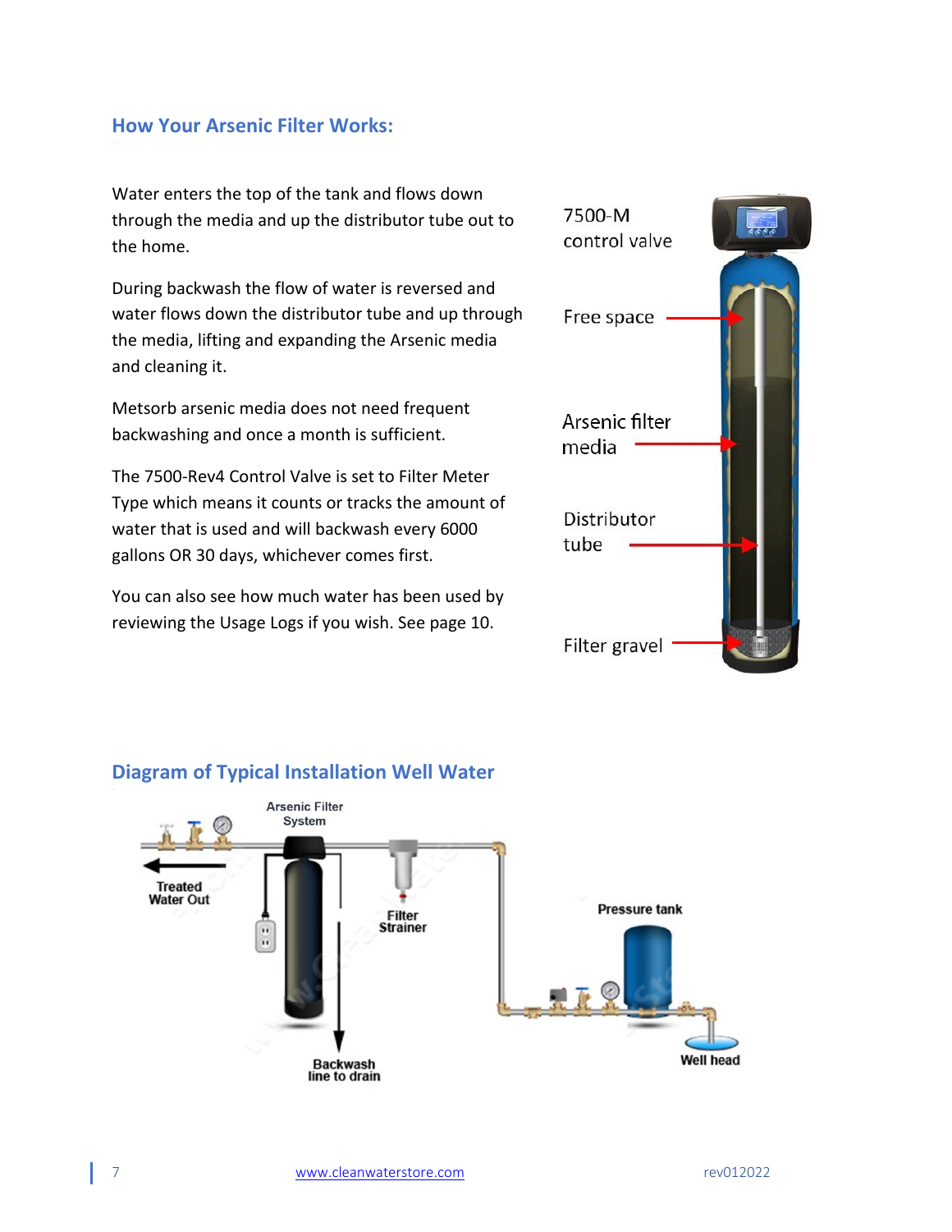## How Your Arsenic Filter Works:

Water enters the top of the tank and flows down through the media and up the distributor tube out to the home.

During backwash the flow of water is reversed and water flows down the distributor tube and up through the media, lifting and expanding the Arsenic media and cleaning it.

Metsorb arsenic media does not need frequent backwashing and once a month is sufficient.

The 7500-Rev4 Control Valve is set to Filter Meter Type which means it counts or tracks the amount of water that is used and will backwash every 6000 gallons OR 30 days, whichever comes first.

You can also see how much water has been used by reviewing the Usage Logs if you wish. See page 10.

7500-M control valve

Free space

Arsenic filter media

Distributor tube

Filter gravel

## Diagram of Typical Installation Well Water

Arsenic Filter System

Treated Water Out

Filter Strainer

Pressure tank

Backwash line to drain

Well head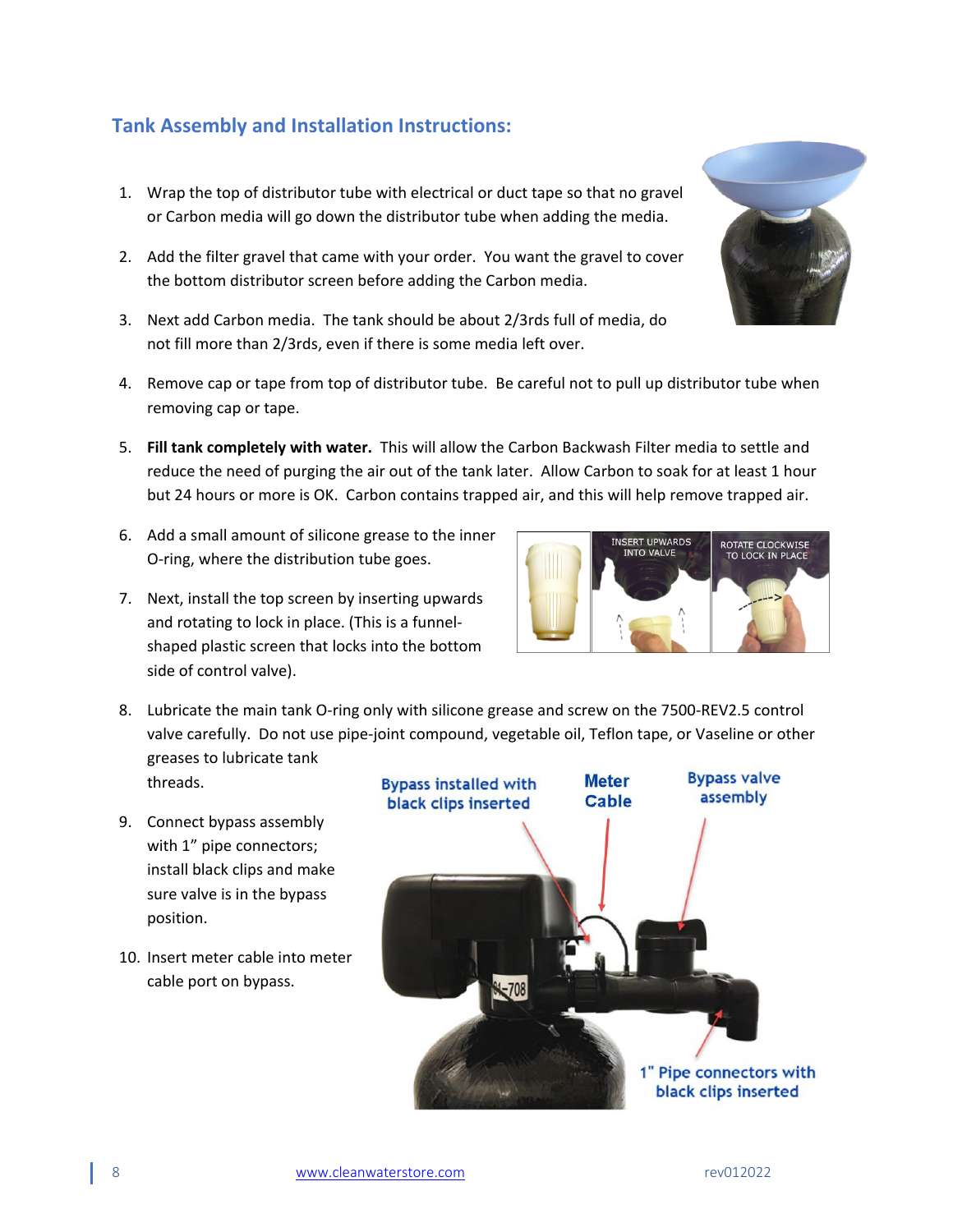## Tank Assembly and Installation Instructions:

1. Wrap the top of distributor tube with electrical or duct tape so that no gravel or Carbon media will go down the distributor tube when adding the media.
2. Add the filter gravel that came with your order. You want the gravel to cover the bottom distributor screen before adding the Carbon media.
3. Next add Carbon media. The tank should be about 2/3rds full of media, do not fill more than 2/3rds, even if there is some media left over.
4. Remove cap or tape from top of distributor tube. Be careful not to pull up distributor tube when removing cap or tape.
5. **Fill tank completely with water.** This will allow the Carbon Backwash Filter media to settle and reduce the need of purging the air out of the tank later. Allow Carbon to soak for at least 1 hour but 24 hours or more is OK. Carbon contains trapped air, and this will help remove trapped air.
6. Add a small amount of silicone grease to the inner O-ring, where the distribution tube goes.
7. Next, install the top screen by inserting upwards and rotating to lock in place. (This is a funnel-shaped plastic screen that locks into the bottom side of control valve).
8. Lubricate the main tank O-ring only with silicone grease and screw on the 7500-REV2.5 control valve carefully. Do not use pipe-joint compound, vegetable oil, Teflon tape, or Vaseline or other greases to lubricate tank threads.
9. Connect bypass assembly with 1" pipe connectors; install black clips and make sure valve is in the bypass position.
10. Insert meter cable into meter cable port on bypass.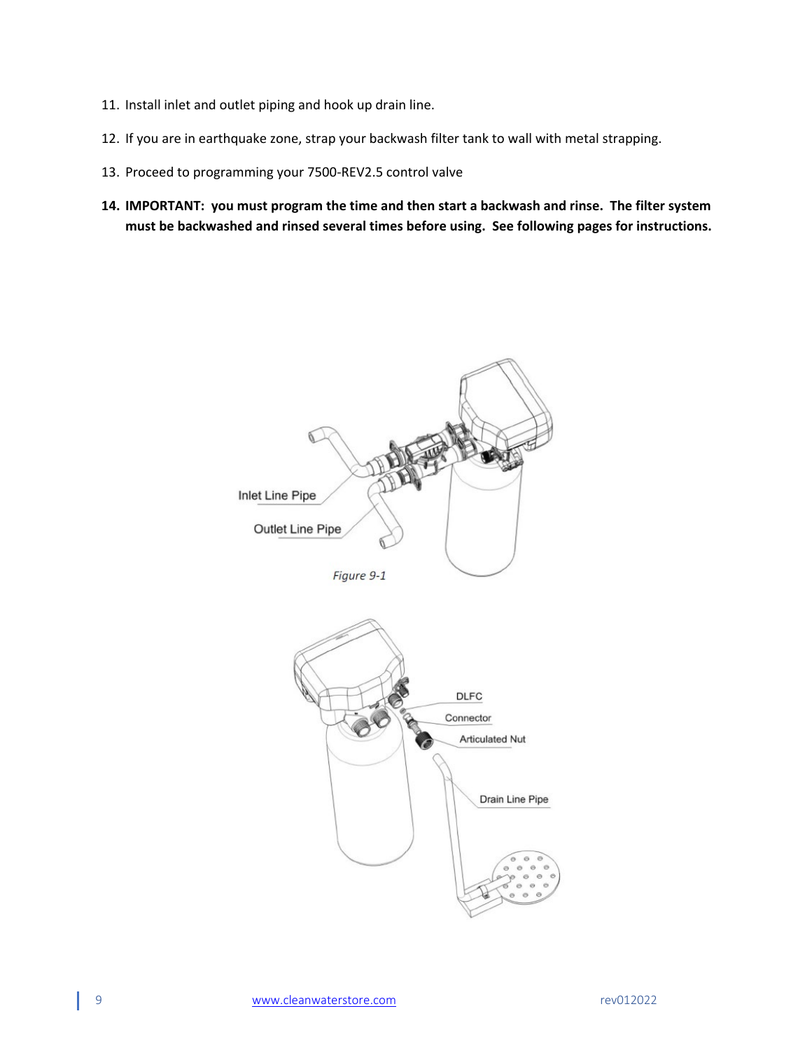11. Install inlet and outlet piping and hook up drain line.
12. If you are in earthquake zone, strap your backwash filter tank to wall with metal strapping.
13. Proceed to programming your 7500-REV2.5 control valve
14. **IMPORTANT: you must program the time and then start a backwash and rinse. The filter system must be backwashed and rinsed several times before using. See following pages for instructions.**

Inlet Line Pipe

Outlet Line Pipe

*Figure 9-1*

DLFC

Connector

Articulated Nut

Drain Line Pipe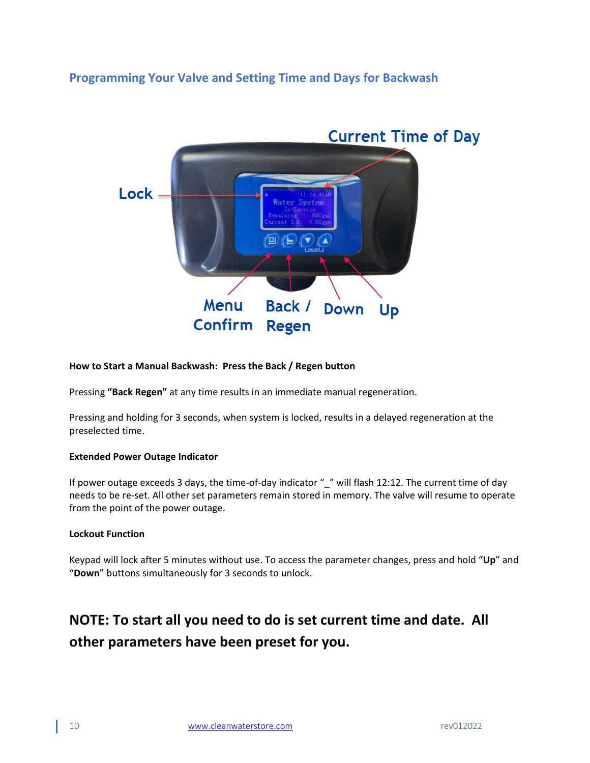## Programming Your Valve and Setting Time and Days for Backwash

Current Time of Day

Lock

Menu Confirm

Back / Regen

Down

Up

**How to Start a Manual Backwash: Press the Back / Regen button**

Pressing **"Back Regen"** at any time results in an immediate manual regeneration.

Pressing and holding for 3 seconds, when system is locked, results in a delayed regeneration at the preselected time.

**Extended Power Outage Indicator**

If power outage exceeds 3 days, the time-of-day indicator "_" will flash 12:12. The current time of day needs to be re-set. All other set parameters remain stored in memory. The valve will resume to operate from the point of the power outage.

**Lockout Function**

Keypad will lock after 5 minutes without use. To access the parameter changes, press and hold "**Up**" and "**Down**" buttons simultaneously for 3 seconds to unlock.

## NOTE: To start all you need to do is set current time and date. All other parameters have been preset for you.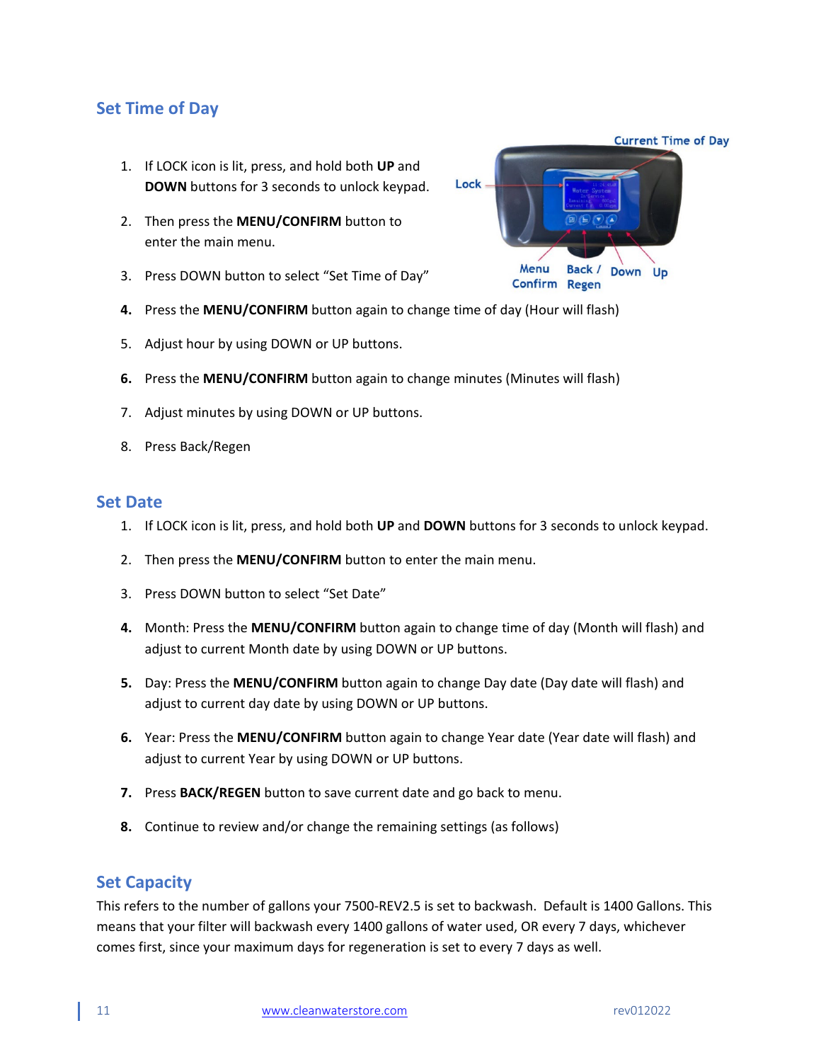## Set Time of Day

1. If LOCK icon is lit, press, and hold both **UP** and **DOWN** buttons for 3 seconds to unlock keypad.
2. Then press the **MENU/CONFIRM** button to enter the main menu.
3. Press DOWN button to select "Set Time of Day"
4. Press the **MENU/CONFIRM** button again to change time of day (Hour will flash)
5. Adjust hour by using DOWN or UP buttons.
6. Press the **MENU/CONFIRM** button again to change minutes (Minutes will flash)
7. Adjust minutes by using DOWN or UP buttons.
8. Press Back/Regen

## Set Date

1. If LOCK icon is lit, press, and hold both **UP** and **DOWN** buttons for 3 seconds to unlock keypad.
2. Then press the **MENU/CONFIRM** button to enter the main menu.
3. Press DOWN button to select "Set Date"
4. Month: Press the **MENU/CONFIRM** button again to change time of day (Month will flash) and adjust to current Month date by using DOWN or UP buttons.
5. Day: Press the **MENU/CONFIRM** button again to change Day date (Day date will flash) and adjust to current day date by using DOWN or UP buttons.
6. Year: Press the **MENU/CONFIRM** button again to change Year date (Year date will flash) and adjust to current Year by using DOWN or UP buttons.
7. Press **BACK/REGEN** button to save current date and go back to menu.
8. Continue to review and/or change the remaining settings (as follows)

## Set Capacity

This refers to the number of gallons your 7500-REV2.5 is set to backwash. Default is 1400 Gallons. This means that your filter will backwash every 1400 gallons of water used, OR every 7 days, whichever comes first, since your maximum days for regeneration is set to every 7 days as well.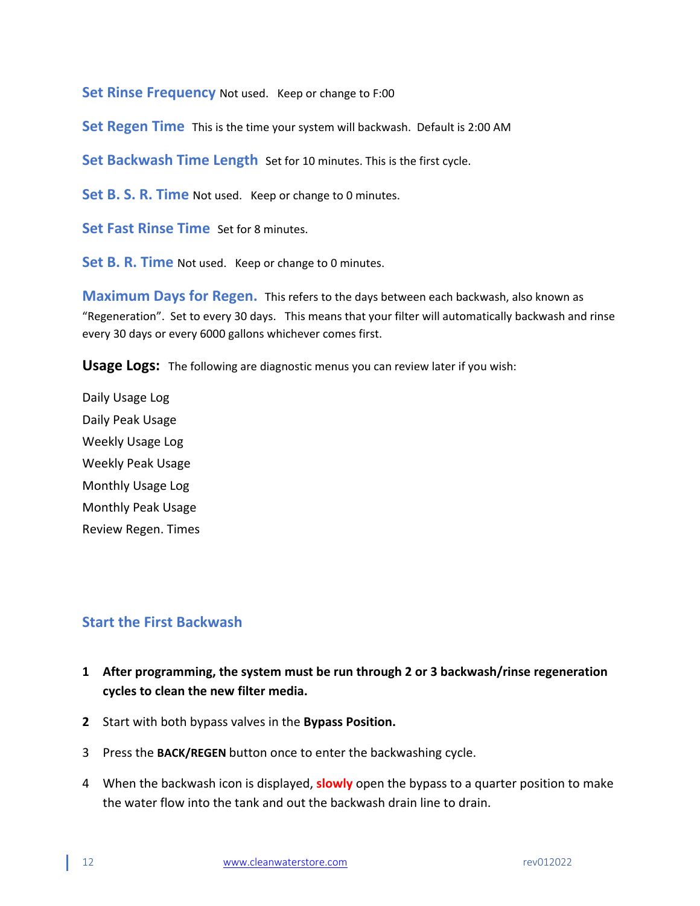**Set Rinse Frequency** Not used. Keep or change to F:00

**Set Regen Time** This is the time your system will backwash. Default is 2:00 AM

**Set Backwash Time Length** Set for 10 minutes. This is the first cycle.

**Set B. S. R. Time** Not used. Keep or change to 0 minutes.

**Set Fast Rinse Time** Set for 8 minutes.

**Set B. R. Time** Not used. Keep or change to 0 minutes.

**Maximum Days for Regen.** This refers to the days between each backwash, also known as "Regeneration". Set to every 30 days. This means that your filter will automatically backwash and rinse every 30 days or every 6000 gallons whichever comes first.

**Usage Logs:** The following are diagnostic menus you can review later if you wish:

Daily Usage Log
Daily Peak Usage
Weekly Usage Log
Weekly Peak Usage
Monthly Usage Log
Monthly Peak Usage
Review Regen. Times

## Start the First Backwash

1. **After programming, the system must be run through 2 or 3 backwash/rinse regeneration cycles to clean the new filter media.**
2. Start with both bypass valves in the **Bypass Position.**
3. Press the **BACK/REGEN** button once to enter the backwashing cycle.
4. When the backwash icon is displayed, **slowly** open the bypass to a quarter position to make the water flow into the tank and out the backwash drain line to drain.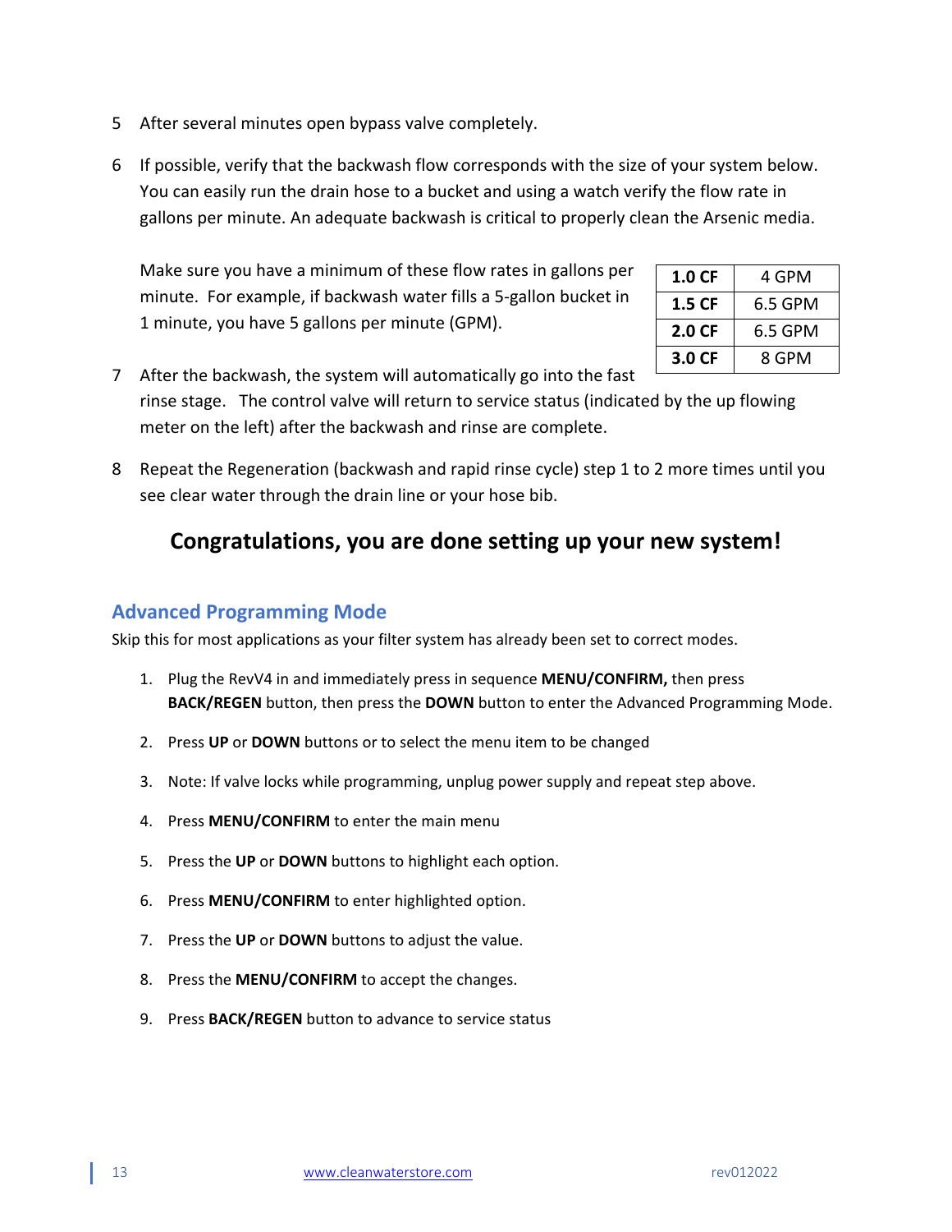5. After several minutes open bypass valve completely.

6. If possible, verify that the backwash flow corresponds with the size of your system below. You can easily run the drain hose to a bucket and using a watch verify the flow rate in gallons per minute. An adequate backwash is critical to properly clean the Arsenic media.

   Make sure you have a minimum of these flow rates in gallons per minute. For example, if backwash water fills a 5-gallon bucket in 1 minute, you have 5 gallons per minute (GPM).

| | |
|---|---|
| **1.0 CF** | 4 GPM |
| **1.5 CF** | 6.5 GPM |
| **2.0 CF** | 6.5 GPM |
| **3.0 CF** | 8 GPM |

7. After the backwash, the system will automatically go into the fast rinse stage. The control valve will return to service status (indicated by the up flowing meter on the left) after the backwash and rinse are complete.

8. Repeat the Regeneration (backwash and rapid rinse cycle) step 1 to 2 more times until you see clear water through the drain line or your hose bib.

## Congratulations, you are done setting up your new system!

### Advanced Programming Mode

Skip this for most applications as your filter system has already been set to correct modes.

1. Plug the RevV4 in and immediately press in sequence **MENU/CONFIRM,** then press **BACK/REGEN** button, then press the **DOWN** button to enter the Advanced Programming Mode.
2. Press **UP** or **DOWN** buttons or to select the menu item to be changed
3. Note: If valve locks while programming, unplug power supply and repeat step above.
4. Press **MENU/CONFIRM** to enter the main menu
5. Press the **UP** or **DOWN** buttons to highlight each option.
6. Press **MENU/CONFIRM** to enter highlighted option.
7. Press the **UP** or **DOWN** buttons to adjust the value.
8. Press the **MENU/CONFIRM** to accept the changes.
9. Press **BACK/REGEN** button to advance to service status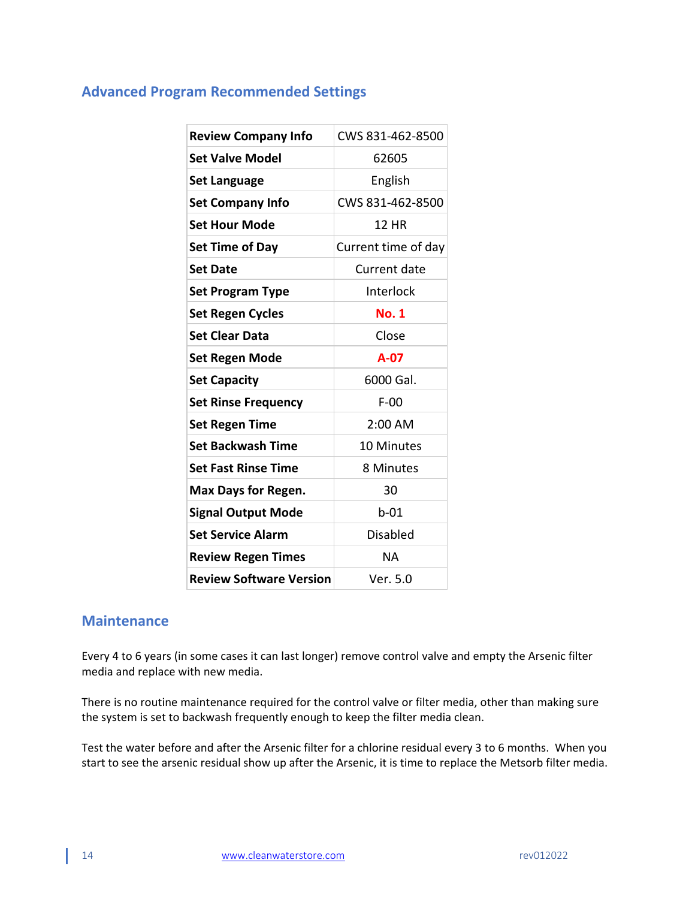## Advanced Program Recommended Settings

| | |
|---|---|
| **Review Company Info** | CWS 831-462-8500 |
| **Set Valve Model** | 62605 |
| **Set Language** | English |
| **Set Company Info** | CWS 831-462-8500 |
| **Set Hour Mode** | 12 HR |
| **Set Time of Day** | Current time of day |
| **Set Date** | Current date |
| **Set Program Type** | Interlock |
| **Set Regen Cycles** | **No. 1** |
| **Set Clear Data** | Close |
| **Set Regen Mode** | **A-07** |
| **Set Capacity** | 6000 Gal. |
| **Set Rinse Frequency** | F-00 |
| **Set Regen Time** | 2:00 AM |
| **Set Backwash Time** | 10 Minutes |
| **Set Fast Rinse Time** | 8 Minutes |
| **Max Days for Regen.** | 30 |
| **Signal Output Mode** | b-01 |
| **Set Service Alarm** | Disabled |
| **Review Regen Times** | NA |
| **Review Software Version** | Ver. 5.0 |

## Maintenance

Every 4 to 6 years (in some cases it can last longer) remove control valve and empty the Arsenic filter media and replace with new media.

There is no routine maintenance required for the control valve or filter media, other than making sure the system is set to backwash frequently enough to keep the filter media clean.

Test the water before and after the Arsenic filter for a chlorine residual every 3 to 6 months. When you start to see the arsenic residual show up after the Arsenic, it is time to replace the Metsorb filter media.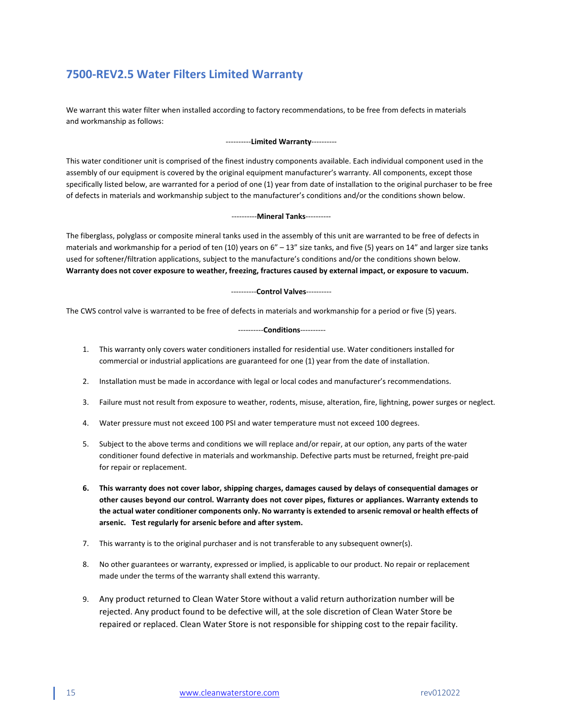## 7500-REV2.5 Water Filters Limited Warranty

We warrant this water filter when installed according to factory recommendations, to be free from defects in materials and workmanship as follows:

----------**Limited Warranty**----------

This water conditioner unit is comprised of the finest industry components available. Each individual component used in the assembly of our equipment is covered by the original equipment manufacturer's warranty. All components, except those specifically listed below, are warranted for a period of one (1) year from date of installation to the original purchaser to be free of defects in materials and workmanship subject to the manufacturer's conditions and/or the conditions shown below.

----------**Mineral Tanks**----------

The fiberglass, polyglass or composite mineral tanks used in the assembly of this unit are warranted to be free of defects in materials and workmanship for a period of ten (10) years on 6" – 13" size tanks, and five (5) years on 14" and larger size tanks used for softener/filtration applications, subject to the manufacture's conditions and/or the conditions shown below. **Warranty does not cover exposure to weather, freezing, fractures caused by external impact, or exposure to vacuum.**

----------**Control Valves**----------

The CWS control valve is warranted to be free of defects in materials and workmanship for a period or five (5) years.

----------**Conditions**----------

1. This warranty only covers water conditioners installed for residential use. Water conditioners installed for commercial or industrial applications are guaranteed for one (1) year from the date of installation.
2. Installation must be made in accordance with legal or local codes and manufacturer's recommendations.
3. Failure must not result from exposure to weather, rodents, misuse, alteration, fire, lightning, power surges or neglect.
4. Water pressure must not exceed 100 PSI and water temperature must not exceed 100 degrees.
5. Subject to the above terms and conditions we will replace and/or repair, at our option, any parts of the water conditioner found defective in materials and workmanship. Defective parts must be returned, freight pre-paid for repair or replacement.
6. **This warranty does not cover labor, shipping charges, damages caused by delays of consequential damages or other causes beyond our control. Warranty does not cover pipes, fixtures or appliances. Warranty extends to the actual water conditioner components only. No warranty is extended to arsenic removal or health effects of arsenic. Test regularly for arsenic before and after system.**
7. This warranty is to the original purchaser and is not transferable to any subsequent owner(s).
8. No other guarantees or warranty, expressed or implied, is applicable to our product. No repair or replacement made under the terms of the warranty shall extend this warranty.
9. Any product returned to Clean Water Store without a valid return authorization number will be rejected. Any product found to be defective will, at the sole discretion of Clean Water Store be repaired or replaced. Clean Water Store is not responsible for shipping cost to the repair facility.